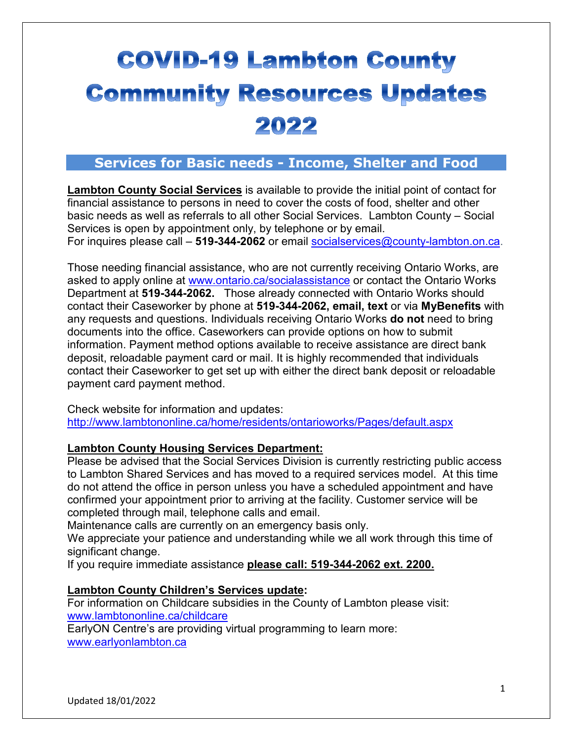# COVID-19 Lambton County Community Resources Updates 2022

## Services for Basic needs - Income, Shelter and Food

**Lambton County Social Services** is available to provide the initial point of contact for financial assistance to persons in need to cover the costs of food, shelter and other basic needs as well as referrals to all other Social Services. Lambton County – Social Services is open by appointment only, by telephone or by email.
For inquires please call – **519-344-2062** or email socialservices@county-lambton.on.ca.

Those needing financial assistance, who are not currently receiving Ontario Works, are asked to apply online at www.ontario.ca/socialassistance or contact the Ontario Works Department at **519-344-2062.** Those already connected with Ontario Works should contact their Caseworker by phone at **519-344-2062, email, text** or via **MyBenefits** with any requests and questions. Individuals receiving Ontario Works **do not** need to bring documents into the office. Caseworkers can provide options on how to submit information. Payment method options available to receive assistance are direct bank deposit, reloadable payment card or mail. It is highly recommended that individuals contact their Caseworker to get set up with either the direct bank deposit or reloadable payment card payment method.

Check website for information and updates:
http://www.lambtononline.ca/home/residents/ontarioworks/Pages/default.aspx

**Lambton County Housing Services Department:**

Please be advised that the Social Services Division is currently restricting public access to Lambton Shared Services and has moved to a required services model. At this time do not attend the office in person unless you have a scheduled appointment and have confirmed your appointment prior to arriving at the facility. Customer service will be completed through mail, telephone calls and email.
Maintenance calls are currently on an emergency basis only.
We appreciate your patience and understanding while we all work through this time of significant change.
If you require immediate assistance **please call: 519-344-2062 ext. 2200.**

**Lambton County Children's Services update:**

For information on Childcare subsidies in the County of Lambton please visit: www.lambtononline.ca/childcare
EarlyON Centre's are providing virtual programming to learn more: www.earlyonlambton.ca

Updated 18/01/2022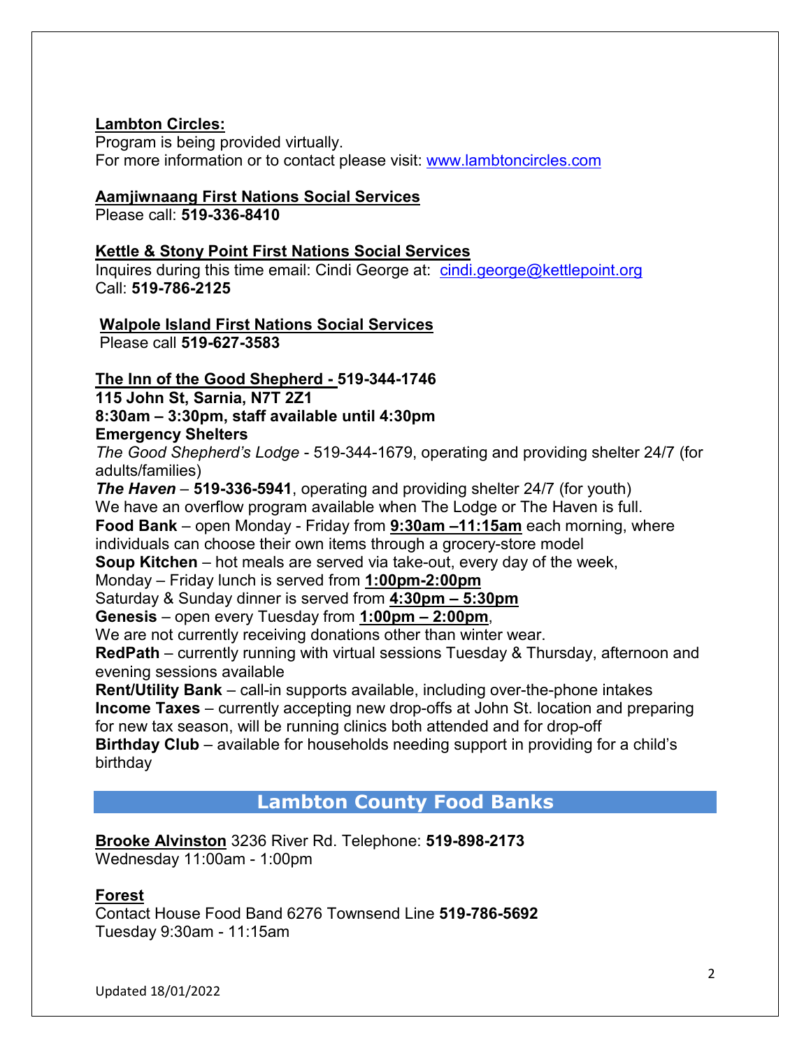**Lambton Circles:**
Program is being provided virtually.
For more information or to contact please visit: [www.lambtoncircles.com](http://www.lambtoncircles.com)

**Aamjiwnaang First Nations Social Services**
Please call: **519-336-8410**

**Kettle & Stony Point First Nations Social Services**
Inquires during this time email: Cindi George at: [cindi.george@kettlepoint.org](mailto:cindi.george@kettlepoint.org)
Call: **519-786-2125**

**Walpole Island First Nations Social Services**
Please call **519-627-3583**

**The Inn of the Good Shepherd - 519-344-1746**
**115 John St, Sarnia, N7T 2Z1**
**8:30am – 3:30pm, staff available until 4:30pm**
**Emergency Shelters**
*The Good Shepherd's Lodge* - 519-344-1679, operating and providing shelter 24/7 (for adults/families)
***The Haven*** – **519-336-5941**, operating and providing shelter 24/7 (for youth)
We have an overflow program available when The Lodge or The Haven is full.
**Food Bank** – open Monday - Friday from **9:30am –11:15am** each morning, where individuals can choose their own items through a grocery-store model
**Soup Kitchen** – hot meals are served via take-out, every day of the week,
Monday – Friday lunch is served from **1:00pm-2:00pm**
Saturday & Sunday dinner is served from **4:30pm – 5:30pm**
**Genesis** – open every Tuesday from **1:00pm – 2:00pm**,
We are not currently receiving donations other than winter wear.
**RedPath** – currently running with virtual sessions Tuesday & Thursday, afternoon and evening sessions available
**Rent/Utility Bank** – call-in supports available, including over-the-phone intakes
**Income Taxes** – currently accepting new drop-offs at John St. location and preparing for new tax season, will be running clinics both attended and for drop-off
**Birthday Club** – available for households needing support in providing for a child's birthday

## Lambton County Food Banks

**Brooke Alvinston** 3236 River Rd. Telephone: **519-898-2173**
Wednesday 11:00am - 1:00pm

**Forest**
Contact House Food Band 6276 Townsend Line **519-786-5692**
Tuesday 9:30am - 11:15am

Updated 18/01/2022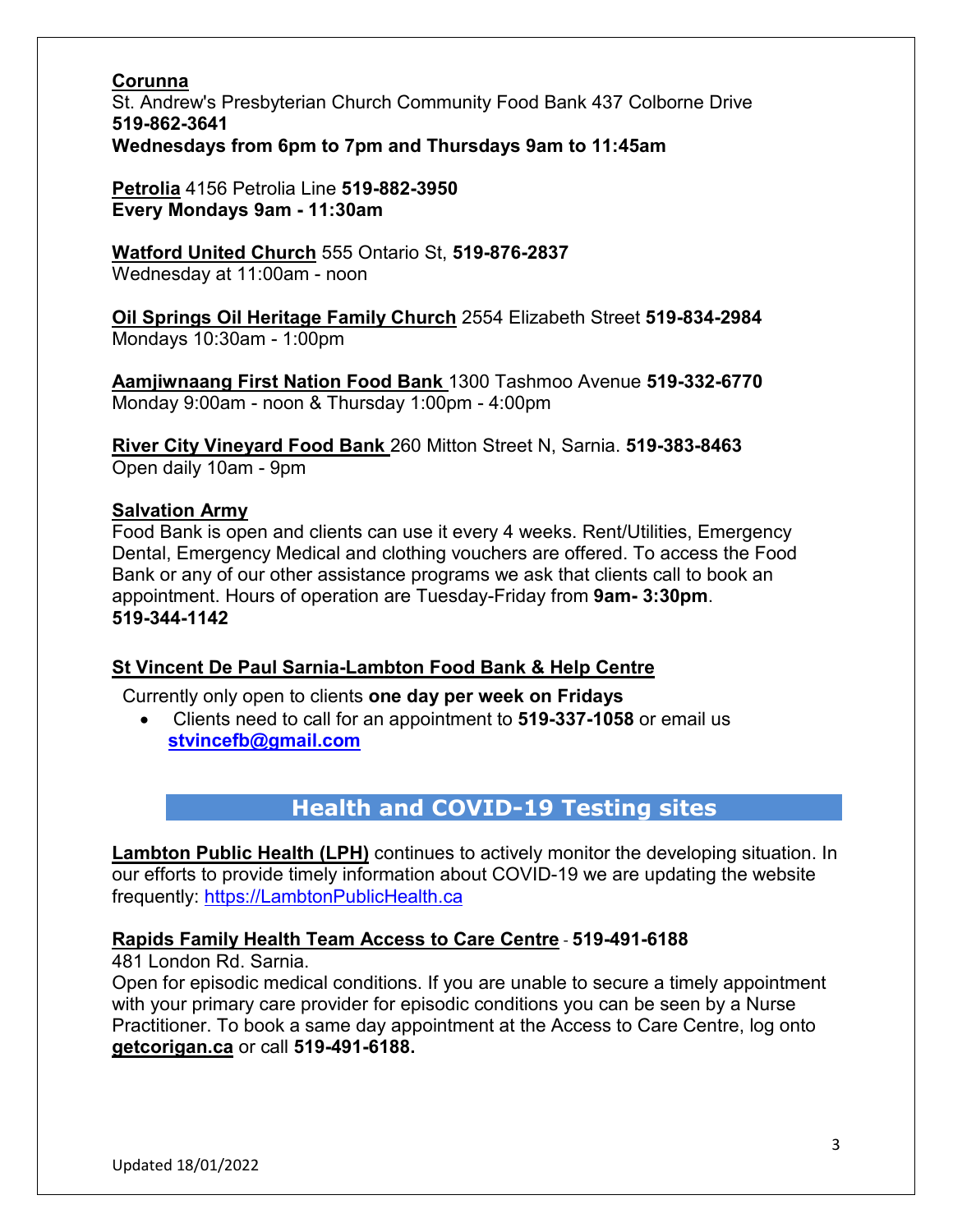**Corunna**
St. Andrew's Presbyterian Church Community Food Bank 437 Colborne Drive
**519-862-3641**
**Wednesdays from 6pm to 7pm and Thursdays 9am to 11:45am**

**Petrolia** 4156 Petrolia Line **519-882-3950**
**Every Mondays 9am - 11:30am**

**Watford United Church** 555 Ontario St, **519-876-2837**
Wednesday at 11:00am - noon

**Oil Springs Oil Heritage Family Church** 2554 Elizabeth Street **519-834-2984**
Mondays 10:30am - 1:00pm

**Aamjiwnaang First Nation Food Bank** 1300 Tashmoo Avenue **519-332-6770**
Monday 9:00am - noon & Thursday 1:00pm - 4:00pm

**River City Vineyard Food Bank** 260 Mitton Street N, Sarnia. **519-383-8463**
Open daily 10am - 9pm

**Salvation Army**
Food Bank is open and clients can use it every 4 weeks. Rent/Utilities, Emergency Dental, Emergency Medical and clothing vouchers are offered. To access the Food Bank or any of our other assistance programs we ask that clients call to book an appointment. Hours of operation are Tuesday-Friday from **9am- 3:30pm**.
**519-344-1142**

**St Vincent De Paul Sarnia-Lambton Food Bank & Help Centre**

Currently only open to clients **one day per week on Fridays**

- Clients need to call for an appointment to **519-337-1058** or email us **stvincefb@gmail.com**

## Health and COVID-19 Testing sites

**Lambton Public Health (LPH)** continues to actively monitor the developing situation. In our efforts to provide timely information about COVID-19 we are updating the website frequently: https://LambtonPublicHealth.ca

**Rapids Family Health Team Access to Care Centre** - **519-491-6188**
481 London Rd. Sarnia.
Open for episodic medical conditions. If you are unable to secure a timely appointment with your primary care provider for episodic conditions you can be seen by a Nurse Practitioner. To book a same day appointment at the Access to Care Centre, log onto **getcorigan.ca** or call **519-491-6188.**

Updated 18/01/2022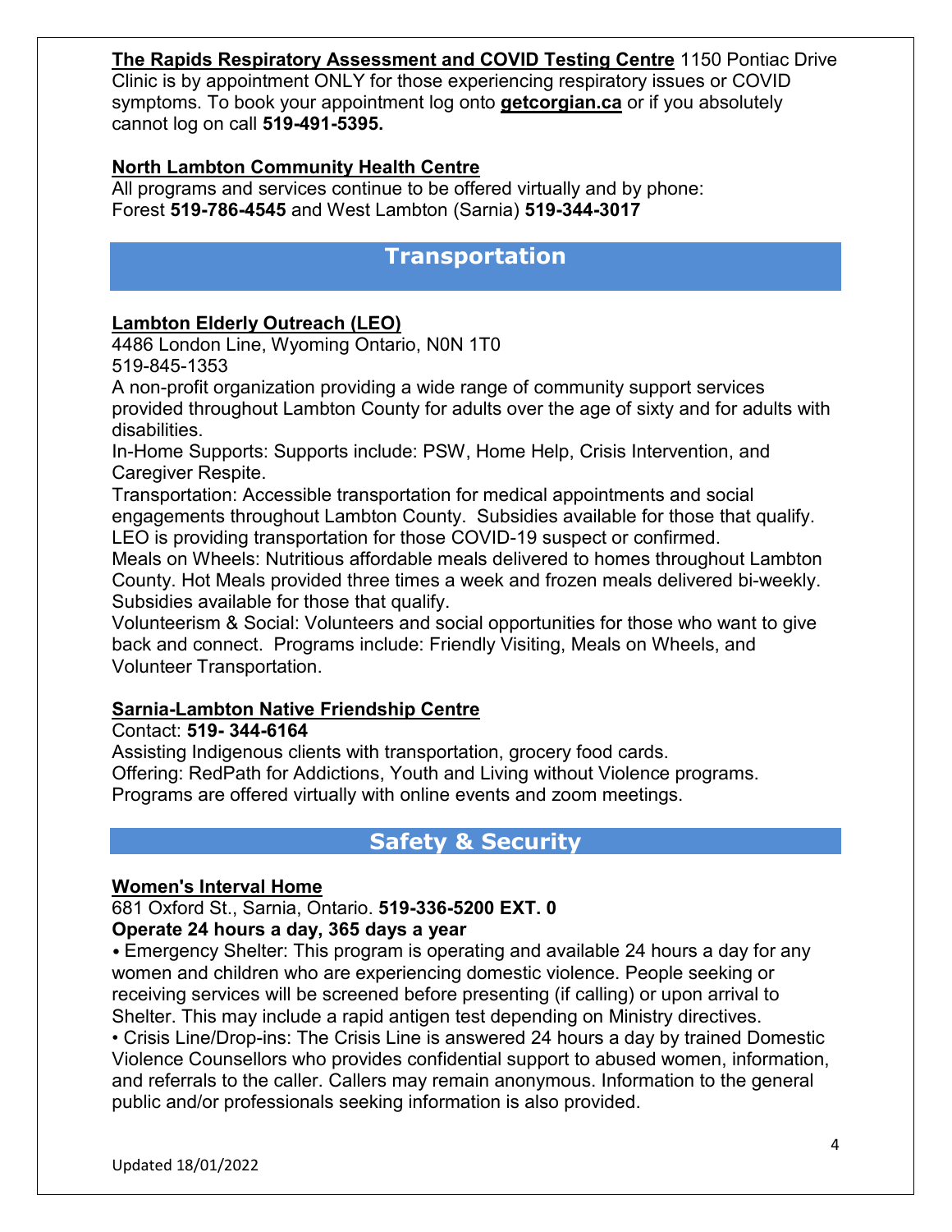**The Rapids Respiratory Assessment and COVID Testing Centre** 1150 Pontiac Drive Clinic is by appointment ONLY for those experiencing respiratory issues or COVID symptoms. To book your appointment log onto **getcorgian.ca** or if you absolutely cannot log on call **519-491-5395.**

**North Lambton Community Health Centre**
All programs and services continue to be offered virtually and by phone:
Forest **519-786-4545** and West Lambton (Sarnia) **519-344-3017**

## Transportation

**Lambton Elderly Outreach (LEO)**
4486 London Line, Wyoming Ontario, N0N 1T0
519-845-1353
A non-profit organization providing a wide range of community support services provided throughout Lambton County for adults over the age of sixty and for adults with disabilities.
In-Home Supports: Supports include: PSW, Home Help, Crisis Intervention, and Caregiver Respite.
Transportation: Accessible transportation for medical appointments and social engagements throughout Lambton County. Subsidies available for those that qualify. LEO is providing transportation for those COVID-19 suspect or confirmed.
Meals on Wheels: Nutritious affordable meals delivered to homes throughout Lambton County. Hot Meals provided three times a week and frozen meals delivered bi-weekly. Subsidies available for those that qualify.
Volunteerism & Social: Volunteers and social opportunities for those who want to give back and connect. Programs include: Friendly Visiting, Meals on Wheels, and Volunteer Transportation.

**Sarnia-Lambton Native Friendship Centre**
Contact: **519- 344-6164**
Assisting Indigenous clients with transportation, grocery food cards.
Offering: RedPath for Addictions, Youth and Living without Violence programs.
Programs are offered virtually with online events and zoom meetings.

## Safety & Security

**Women's Interval Home**
681 Oxford St., Sarnia, Ontario. **519-336-5200 EXT. 0**
**Operate 24 hours a day, 365 days a year**

- Emergency Shelter: This program is operating and available 24 hours a day for any women and children who are experiencing domestic violence. People seeking or receiving services will be screened before presenting (if calling) or upon arrival to Shelter. This may include a rapid antigen test depending on Ministry directives.
- Crisis Line/Drop-ins: The Crisis Line is answered 24 hours a day by trained Domestic Violence Counsellors who provides confidential support to abused women, information, and referrals to the caller. Callers may remain anonymous. Information to the general public and/or professionals seeking information is also provided.

Updated 18/01/2022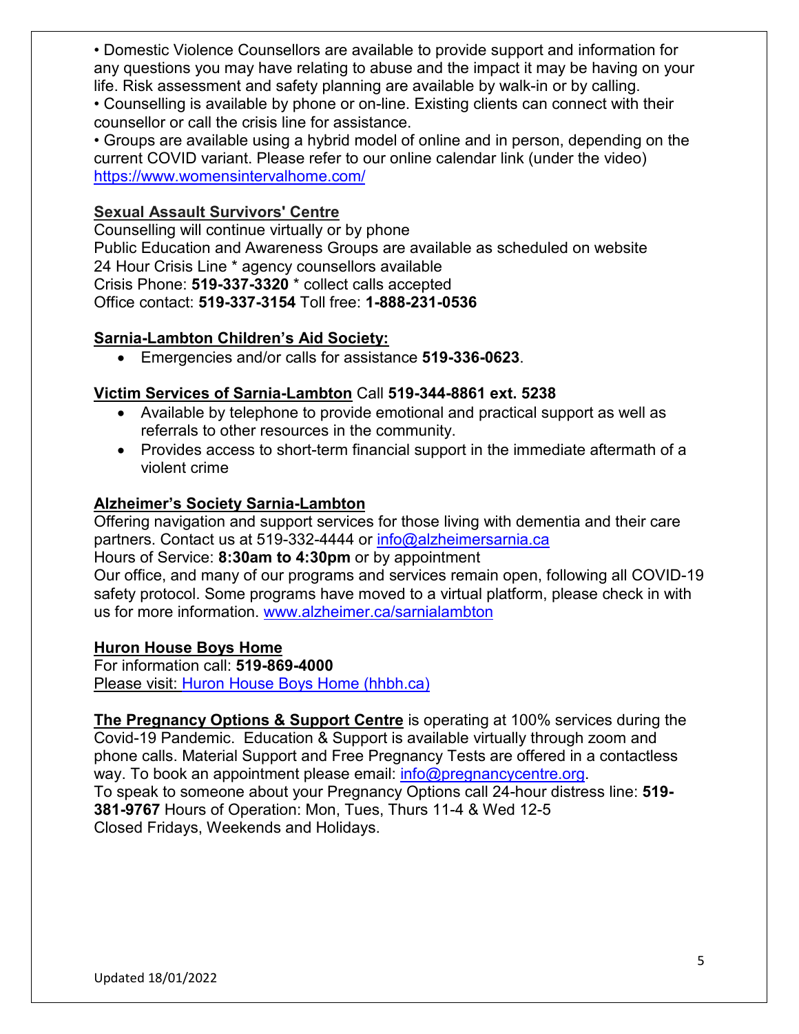• Domestic Violence Counsellors are available to provide support and information for any questions you may have relating to abuse and the impact it may be having on your life. Risk assessment and safety planning are available by walk-in or by calling.
• Counselling is available by phone or on-line. Existing clients can connect with their counsellor or call the crisis line for assistance.
• Groups are available using a hybrid model of online and in person, depending on the current COVID variant. Please refer to our online calendar link (under the video) https://www.womensintervalhome.com/

**Sexual Assault Survivors' Centre**
Counselling will continue virtually or by phone
Public Education and Awareness Groups are available as scheduled on website
24 Hour Crisis Line * agency counsellors available
Crisis Phone: **519-337-3320** * collect calls accepted
Office contact: **519-337-3154** Toll free: **1-888-231-0536**

**Sarnia-Lambton Children's Aid Society:**

- Emergencies and/or calls for assistance **519-336-0623**.

**Victim Services of Sarnia-Lambton** Call **519-344-8861 ext. 5238**

- Available by telephone to provide emotional and practical support as well as referrals to other resources in the community.
- Provides access to short-term financial support in the immediate aftermath of a violent crime

**Alzheimer's Society Sarnia-Lambton**
Offering navigation and support services for those living with dementia and their care partners. Contact us at 519-332-4444 or info@alzheimersarnia.ca
Hours of Service: **8:30am to 4:30pm** or by appointment
Our office, and many of our programs and services remain open, following all COVID-19 safety protocol. Some programs have moved to a virtual platform, please check in with us for more information. www.alzheimer.ca/sarnialambton

**Huron House Boys Home**
For information call: **519-869-4000**
Please visit: Huron House Boys Home (hhbh.ca)

**The Pregnancy Options & Support Centre** is operating at 100% services during the Covid-19 Pandemic. Education & Support is available virtually through zoom and phone calls. Material Support and Free Pregnancy Tests are offered in a contactless way. To book an appointment please email: info@pregnancycentre.org.
To speak to someone about your Pregnancy Options call 24-hour distress line: **519-381-9767** Hours of Operation: Mon, Tues, Thurs 11-4 & Wed 12-5
Closed Fridays, Weekends and Holidays.

Updated 18/01/2022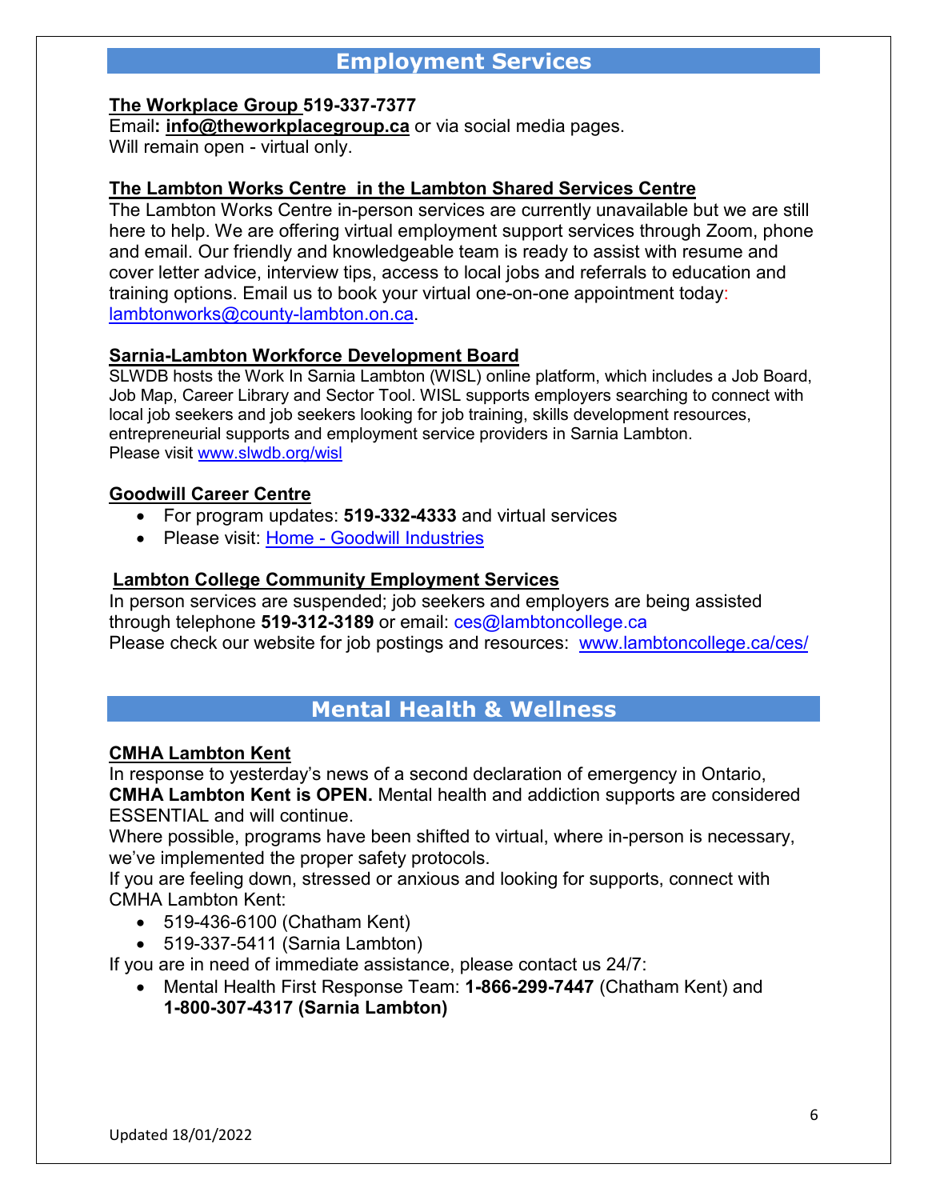## Employment Services

**The Workplace Group 519-337-7377**
Email: **info@theworkplacegroup.ca** or via social media pages.
Will remain open - virtual only.

**The Lambton Works Centre in the Lambton Shared Services Centre**
The Lambton Works Centre in-person services are currently unavailable but we are still here to help. We are offering virtual employment support services through Zoom, phone and email. Our friendly and knowledgeable team is ready to assist with resume and cover letter advice, interview tips, access to local jobs and referrals to education and training options. Email us to book your virtual one-on-one appointment today: lambtonworks@county-lambton.on.ca.

**Sarnia-Lambton Workforce Development Board**
SLWDB hosts the Work In Sarnia Lambton (WISL) online platform, which includes a Job Board, Job Map, Career Library and Sector Tool. WISL supports employers searching to connect with local job seekers and job seekers looking for job training, skills development resources, entrepreneurial supports and employment service providers in Sarnia Lambton.
Please visit www.slwdb.org/wisl

**Goodwill Career Centre**

- For program updates: **519-332-4333** and virtual services
- Please visit: Home - Goodwill Industries

**Lambton College Community Employment Services**
In person services are suspended; job seekers and employers are being assisted through telephone **519-312-3189** or email: ces@lambtoncollege.ca
Please check our website for job postings and resources: www.lambtoncollege.ca/ces/

## Mental Health & Wellness

**CMHA Lambton Kent**
In response to yesterday's news of a second declaration of emergency in Ontario, **CMHA Lambton Kent is OPEN.** Mental health and addiction supports are considered ESSENTIAL and will continue.
Where possible, programs have been shifted to virtual, where in-person is necessary, we've implemented the proper safety protocols.
If you are feeling down, stressed or anxious and looking for supports, connect with CMHA Lambton Kent:

- 519-436-6100 (Chatham Kent)
- 519-337-5411 (Sarnia Lambton)

If you are in need of immediate assistance, please contact us 24/7:

- Mental Health First Response Team: **1-866-299-7447** (Chatham Kent) and **1-800-307-4317 (Sarnia Lambton)**

Updated 18/01/2022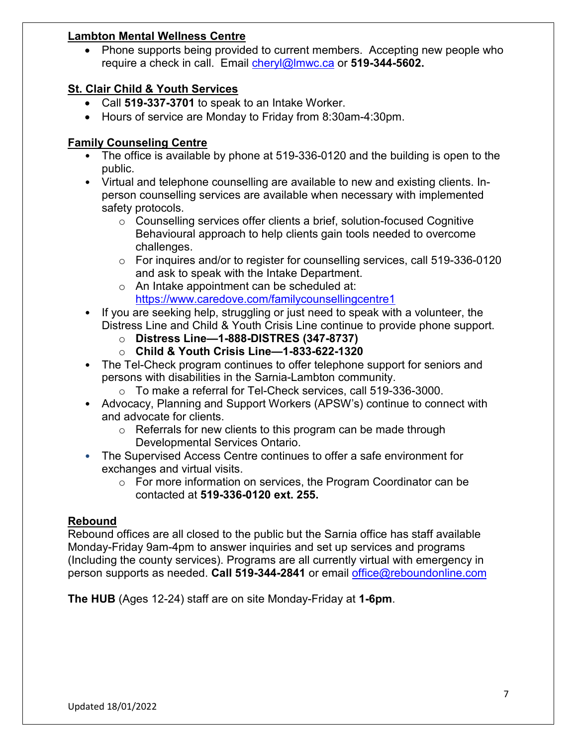**Lambton Mental Wellness Centre**

- Phone supports being provided to current members. Accepting new people who require a check in call. Email [cheryl@lmwc.ca](mailto:cheryl@lmwc.ca) or **519-344-5602.**

**St. Clair Child & Youth Services**

- Call **519-337-3701** to speak to an Intake Worker.
- Hours of service are Monday to Friday from 8:30am-4:30pm.

**Family Counseling Centre**

- The office is available by phone at 519-336-0120 and the building is open to the public.
- Virtual and telephone counselling are available to new and existing clients. In-person counselling services are available when necessary with implemented safety protocols.
  - Counselling services offer clients a brief, solution-focused Cognitive Behavioural approach to help clients gain tools needed to overcome challenges.
  - For inquires and/or to register for counselling services, call 519-336-0120 and ask to speak with the Intake Department.
  - An Intake appointment can be scheduled at: [https://www.caredove.com/familycounsellingcentre1](https://www.caredove.com/familycounsellingcentre1)
- If you are seeking help, struggling or just need to speak with a volunteer, the Distress Line and Child & Youth Crisis Line continue to provide phone support.
  - **Distress Line—1-888-DISTRES (347-8737)**
  - **Child & Youth Crisis Line—1-833-622-1320**
- The Tel-Check program continues to offer telephone support for seniors and persons with disabilities in the Sarnia-Lambton community.
  - To make a referral for Tel-Check services, call 519-336-3000.
- Advocacy, Planning and Support Workers (APSW's) continue to connect with and advocate for clients.
  - Referrals for new clients to this program can be made through Developmental Services Ontario.
- The Supervised Access Centre continues to offer a safe environment for exchanges and virtual visits.
  - For more information on services, the Program Coordinator can be contacted at **519-336-0120 ext. 255.**

**Rebound**

Rebound offices are all closed to the public but the Sarnia office has staff available Monday-Friday 9am-4pm to answer inquiries and set up services and programs (Including the county services). Programs are all currently virtual with emergency in person supports as needed. **Call 519-344-2841** or email [office@reboundonline.com](mailto:office@reboundonline.com)

**The HUB** (Ages 12-24) staff are on site Monday-Friday at **1-6pm**.

Updated 18/01/2022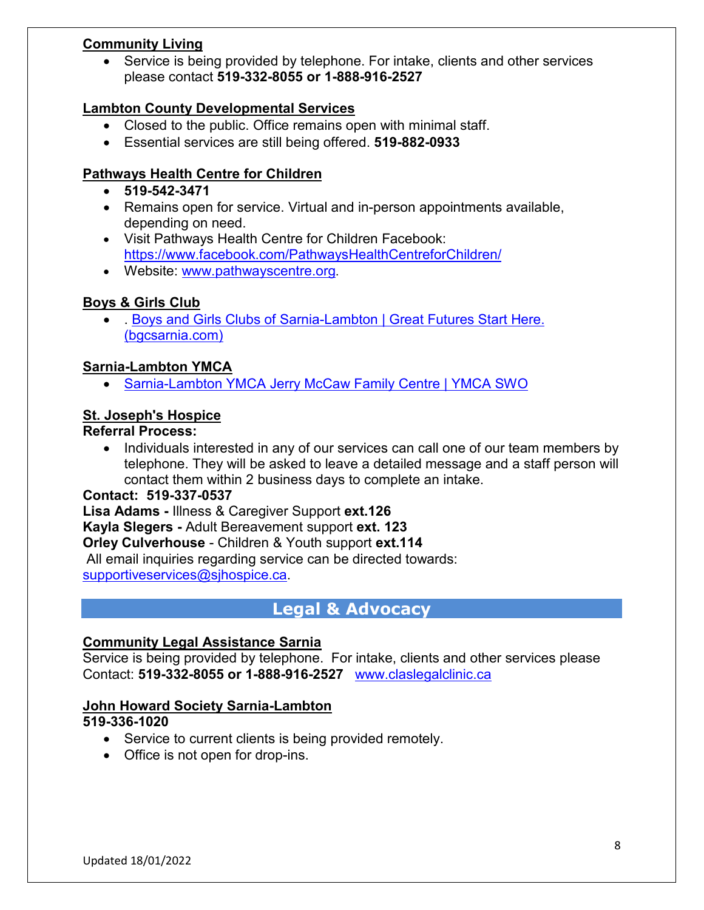**Community Living**

- Service is being provided by telephone. For intake, clients and other services please contact **519-332-8055 or 1-888-916-2527**

**Lambton County Developmental Services**

- Closed to the public. Office remains open with minimal staff.
- Essential services are still being offered. **519-882-0933**

**Pathways Health Centre for Children**

- **519-542-3471**
- Remains open for service. Virtual and in-person appointments available, depending on need.
- Visit Pathways Health Centre for Children Facebook: https://www.facebook.com/PathwaysHealthCentreforChildren/
- Website: www.pathwayscentre.org.

**Boys & Girls Club**

- . Boys and Girls Clubs of Sarnia-Lambton | Great Futures Start Here. (bgcsarnia.com)

**Sarnia-Lambton YMCA**

- Sarnia-Lambton YMCA Jerry McCaw Family Centre | YMCA SWO

**St. Joseph's Hospice**

**Referral Process:**

- Individuals interested in any of our services can call one of our team members by telephone. They will be asked to leave a detailed message and a staff person will contact them within 2 business days to complete an intake.

**Contact: 519-337-0537**

**Lisa Adams -** Illness & Caregiver Support **ext.126**

**Kayla Slegers -** Adult Bereavement support **ext. 123**

**Orley Culverhouse** - Children & Youth support **ext.114**

All email inquiries regarding service can be directed towards: supportiveservices@sjhospice.ca.

## Legal & Advocacy

**Community Legal Assistance Sarnia**

Service is being provided by telephone. For intake, clients and other services please Contact: **519-332-8055 or 1-888-916-2527** www.claslegalclinic.ca

**John Howard Society Sarnia-Lambton**

**519-336-1020**

- Service to current clients is being provided remotely.
- Office is not open for drop-ins.

Updated 18/01/2022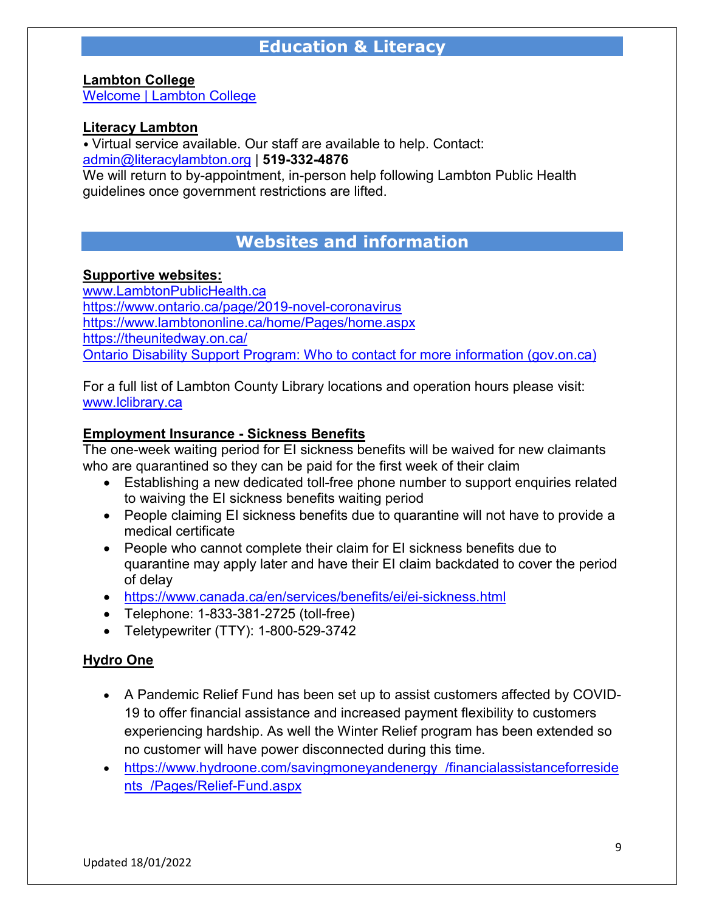## Education & Literacy

**Lambton College**
Welcome | Lambton College

**Literacy Lambton**
• Virtual service available. Our staff are available to help. Contact:
admin@literacylambton.org | **519-332-4876**
We will return to by-appointment, in-person help following Lambton Public Health guidelines once government restrictions are lifted.

## Websites and information

**Supportive websites:**
www.LambtonPublicHealth.ca
https://www.ontario.ca/page/2019-novel-coronavirus
https://www.lambtononline.ca/home/Pages/home.aspx
https://theunitedway.on.ca/
Ontario Disability Support Program: Who to contact for more information (gov.on.ca)

For a full list of Lambton County Library locations and operation hours please visit:
www.lclibrary.ca

**Employment Insurance - Sickness Benefits**
The one-week waiting period for EI sickness benefits will be waived for new claimants who are quarantined so they can be paid for the first week of their claim

- Establishing a new dedicated toll-free phone number to support enquiries related to waiving the EI sickness benefits waiting period
- People claiming EI sickness benefits due to quarantine will not have to provide a medical certificate
- People who cannot complete their claim for EI sickness benefits due to quarantine may apply later and have their EI claim backdated to cover the period of delay
- https://www.canada.ca/en/services/benefits/ei/ei-sickness.html
- Telephone: 1-833-381-2725 (toll-free)
- Teletypewriter (TTY): 1-800-529-3742

**Hydro One**

- A Pandemic Relief Fund has been set up to assist customers affected by COVID-19 to offer financial assistance and increased payment flexibility to customers experiencing hardship. As well the Winter Relief program has been extended so no customer will have power disconnected during this time.
- https://www.hydroone.com/savingmoneyandenergy_/financialassistanceforresidents_/Pages/Relief-Fund.aspx

Updated 18/01/2022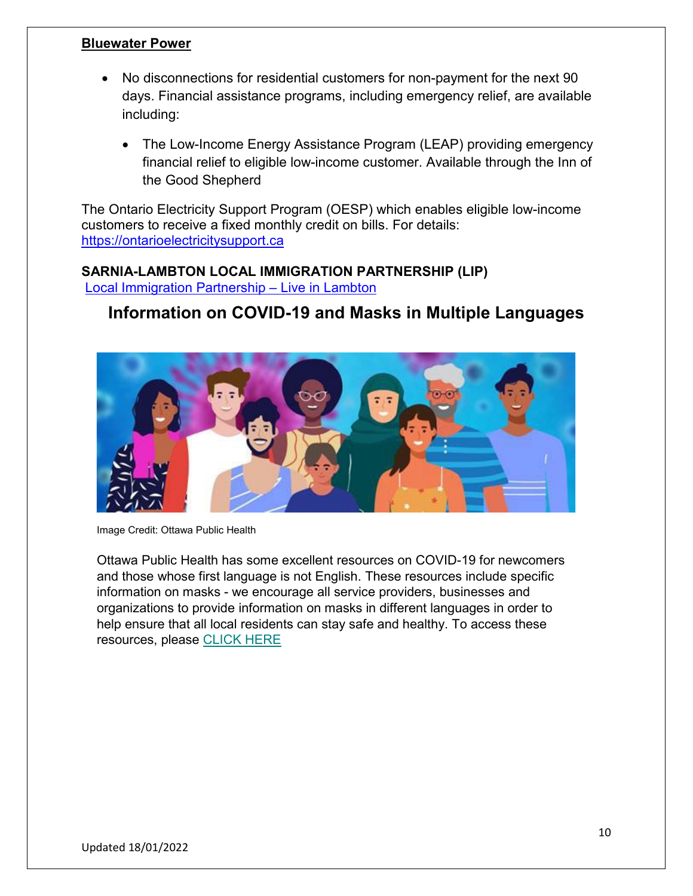**Bluewater Power**

- No disconnections for residential customers for non-payment for the next 90 days. Financial assistance programs, including emergency relief, are available including:
  - The Low-Income Energy Assistance Program (LEAP) providing emergency financial relief to eligible low-income customer. Available through the Inn of the Good Shepherd

The Ontario Electricity Support Program (OESP) which enables eligible low-income customers to receive a fixed monthly credit on bills. For details: [https://ontarioelectricitysupport.ca](https://ontarioelectricitysupport.ca)

**SARNIA-LAMBTON LOCAL IMMIGRATION PARTNERSHIP (LIP)**

[Local Immigration Partnership – Live in Lambton]()

## Information on COVID-19 and Masks in Multiple Languages

Image Credit: Ottawa Public Health

Ottawa Public Health has some excellent resources on COVID-19 for newcomers and those whose first language is not English. These resources include specific information on masks - we encourage all service providers, businesses and organizations to provide information on masks in different languages in order to help ensure that all local residents can stay safe and healthy. To access these resources, please [CLICK HERE]()

Updated 18/01/2022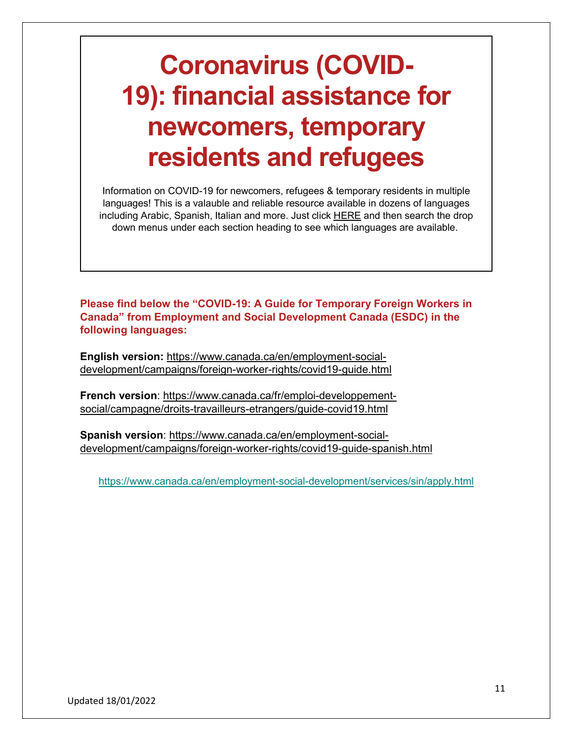# Coronavirus (COVID-19): financial assistance for newcomers, temporary residents and refugees

Information on COVID-19 for newcomers, refugees & temporary residents in multiple languages! This is a valauble and reliable resource available in dozens of languages including Arabic, Spanish, Italian and more. Just click HERE and then search the drop down menus under each section heading to see which languages are available.

**Please find below the "COVID-19: A Guide for Temporary Foreign Workers in Canada" from Employment and Social Development Canada (ESDC) in the following languages:**

**English version:** https://www.canada.ca/en/employment-social-development/campaigns/foreign-worker-rights/covid19-guide.html

**French version**: https://www.canada.ca/fr/emploi-developpement-social/campagne/droits-travailleurs-etrangers/guide-covid19.html

**Spanish version**: https://www.canada.ca/en/employment-social-development/campaigns/foreign-worker-rights/covid19-guide-spanish.html

https://www.canada.ca/en/employment-social-development/services/sin/apply.html

Updated 18/01/2022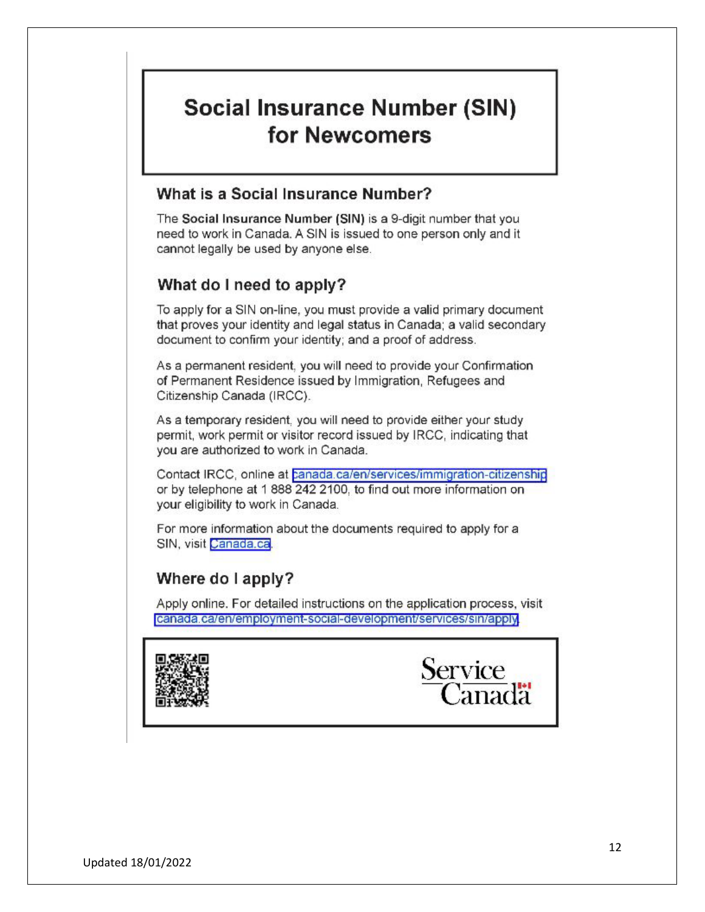# Social Insurance Number (SIN) for Newcomers

## What is a Social Insurance Number?

The **Social Insurance Number (SIN)** is a 9-digit number that you need to work in Canada. A SIN is issued to one person only and it cannot legally be used by anyone else.

## What do I need to apply?

To apply for a SIN on-line, you must provide a valid primary document that proves your identity and legal status in Canada; a valid secondary document to confirm your identity; and a proof of address.

As a permanent resident, you will need to provide your Confirmation of Permanent Residence issued by Immigration, Refugees and Citizenship Canada (IRCC).

As a temporary resident, you will need to provide either your study permit, work permit or visitor record issued by IRCC, indicating that you are authorized to work in Canada.

Contact IRCC, online at canada.ca/en/services/immigration-citizenship or by telephone at 1 888 242 2100, to find out more information on your eligibility to work in Canada.

For more information about the documents required to apply for a SIN, visit Canada.ca.

## Where do I apply?

Apply online. For detailed instructions on the application process, visit canada.ca/en/employment-social-development/services/sin/apply

Service Canada

Updated 18/01/2022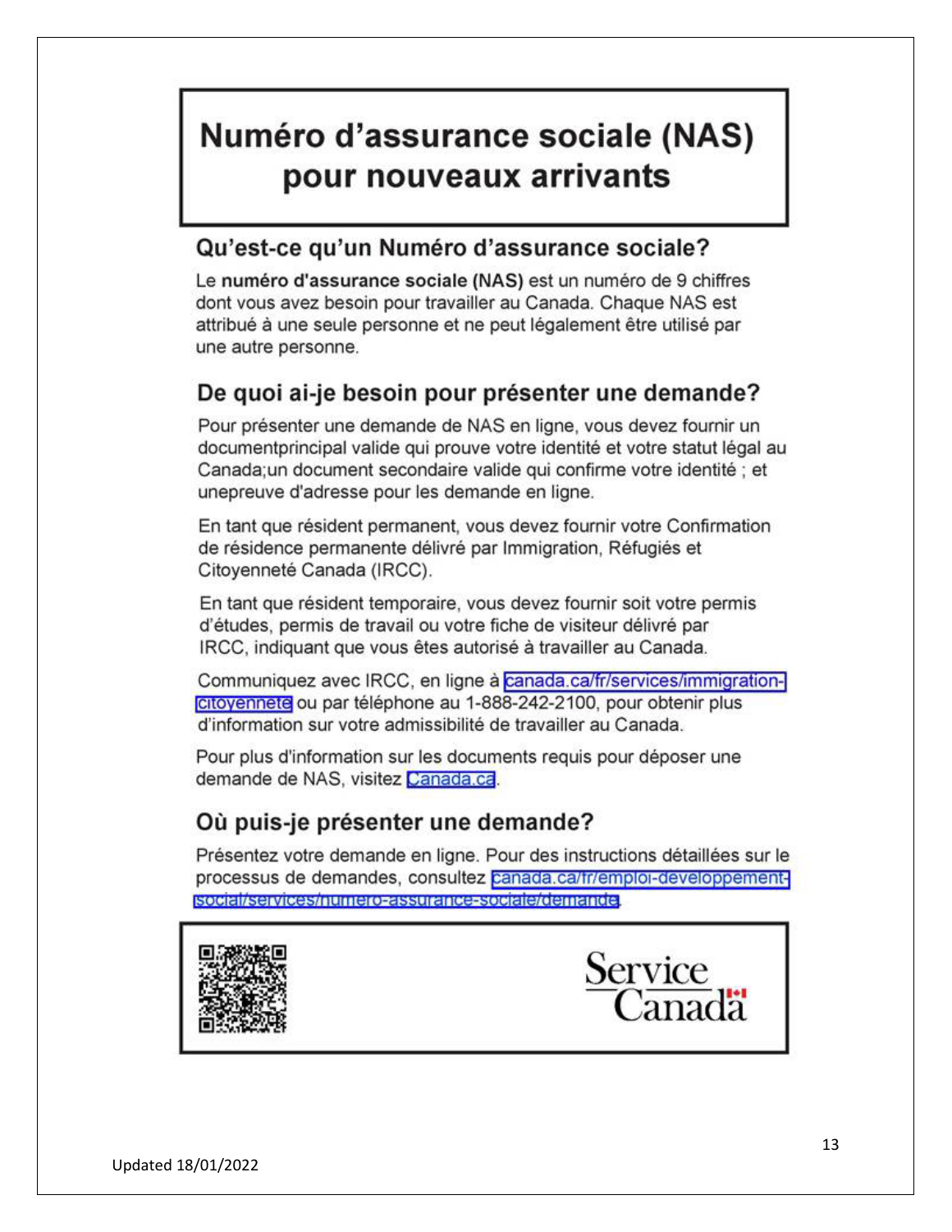# Numéro d'assurance sociale (NAS) pour nouveaux arrivants

## Qu'est-ce qu'un Numéro d'assurance sociale?

Le **numéro d'assurance sociale (NAS)** est un numéro de 9 chiffres dont vous avez besoin pour travailler au Canada. Chaque NAS est attribué à une seule personne et ne peut légalement être utilisé par une autre personne.

## De quoi ai-je besoin pour présenter une demande?

Pour présenter une demande de NAS en ligne, vous devez fournir un documentprincipal valide qui prouve votre identité et votre statut légal au Canada;un document secondaire valide qui confirme votre identité ; et unepreuve d'adresse pour les demande en ligne.

En tant que résident permanent, vous devez fournir votre Confirmation de résidence permanente délivré par Immigration, Réfugiés et Citoyenneté Canada (IRCC).

En tant que résident temporaire, vous devez fournir soit votre permis d'études, permis de travail ou votre fiche de visiteur délivré par IRCC, indiquant que vous êtes autorisé à travailler au Canada.

Communiquez avec IRCC, en ligne à canada.ca/fr/services/immigration-citoyennete ou par téléphone au 1-888-242-2100, pour obtenir plus d'information sur votre admissibilité de travailler au Canada.

Pour plus d'information sur les documents requis pour déposer une demande de NAS, visitez Canada.ca.

## Où puis-je présenter une demande?

Présentez votre demande en ligne. Pour des instructions détaillées sur le processus de demandes, consultez canada.ca/fr/emploi-developpement-social/services/numero-assurance-sociale/demande.

Service Canada

Updated 18/01/2022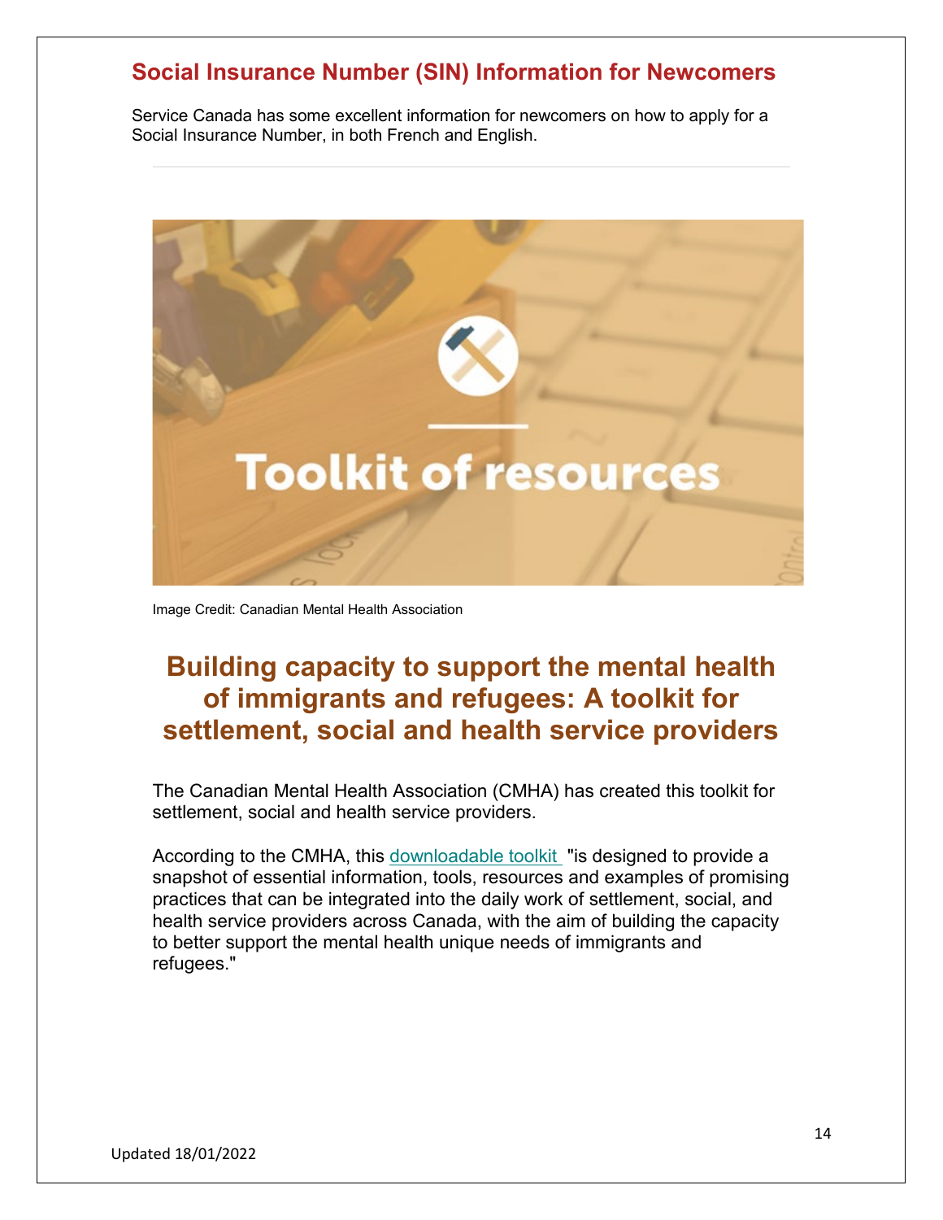## Social Insurance Number (SIN) Information for Newcomers

Service Canada has some excellent information for newcomers on how to apply for a Social Insurance Number, in both French and English.

---

Image Credit: Canadian Mental Health Association

## Building capacity to support the mental health of immigrants and refugees: A toolkit for settlement, social and health service providers

The Canadian Mental Health Association (CMHA) has created this toolkit for settlement, social and health service providers.

According to the CMHA, this downloadable toolkit "is designed to provide a snapshot of essential information, tools, resources and examples of promising practices that can be integrated into the daily work of settlement, social, and health service providers across Canada, with the aim of building the capacity to better support the mental health unique needs of immigrants and refugees."

Updated 18/01/2022